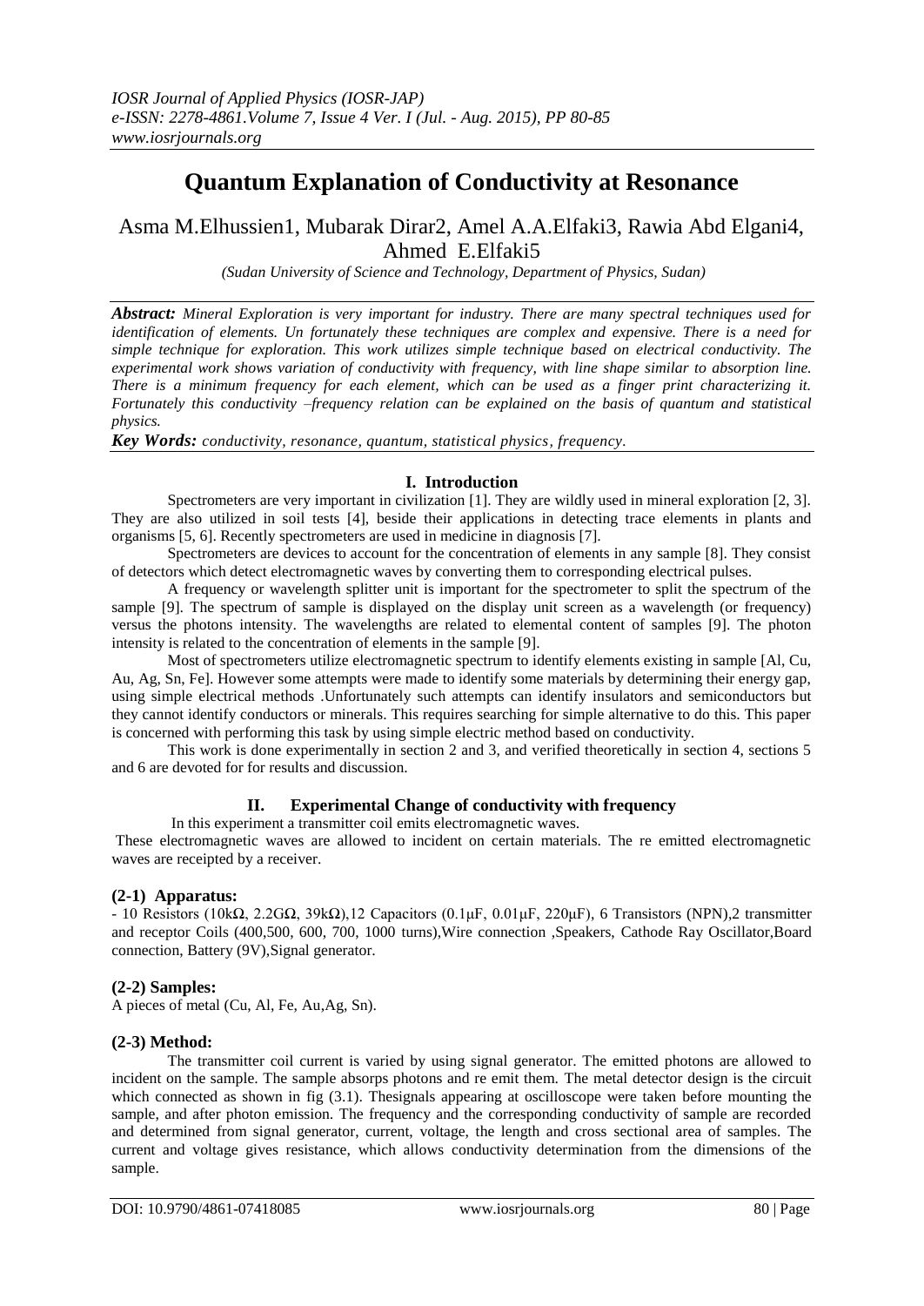# Quantum Explanation of Conductivity at Resonance

Asma M.Elhussien1, Mubarak Dirar2, Amel A.A.Elfaki3, Rawia Abd Elgani4, Ahmed E.Elfaki5

*(Sudan University of Science and Technology, Department of Physics, Sudan)*

***Abstract:*** *Mineral Exploration is very important for industry. There are many spectral techniques used for identification of elements. Un fortunately these techniques are complex and expensive. There is a need for simple technique for exploration. This work utilizes simple technique based on electrical conductivity. The experimental work shows variation of conductivity with frequency, with line shape similar to absorption line. There is a minimum frequency for each element, which can be used as a finger print characterizing it. Fortunately this conductivity –frequency relation can be explained on the basis of quantum and statistical physics.*

***Key Words:*** *conductivity, resonance, quantum, statistical physics, frequency.*

## I. Introduction

Spectrometers are very important in civilization [1]. They are wildly used in mineral exploration [2, 3]. They are also utilized in soil tests [4], beside their applications in detecting trace elements in plants and organisms [5, 6]. Recently spectrometers are used in medicine in diagnosis [7].

Spectrometers are devices to account for the concentration of elements in any sample [8]. They consist of detectors which detect electromagnetic waves by converting them to corresponding electrical pulses.

A frequency or wavelength splitter unit is important for the spectrometer to split the spectrum of the sample [9]. The spectrum of sample is displayed on the display unit screen as a wavelength (or frequency) versus the photons intensity. The wavelengths are related to elemental content of samples [9]. The photon intensity is related to the concentration of elements in the sample [9].

Most of spectrometers utilize electromagnetic spectrum to identify elements existing in sample [Al, Cu, Au, Ag, Sn, Fe]. However some attempts were made to identify some materials by determining their energy gap, using simple electrical methods .Unfortunately such attempts can identify insulators and semiconductors but they cannot identify conductors or minerals. This requires searching for simple alternative to do this. This paper is concerned with performing this task by using simple electric method based on conductivity.

This work is done experimentally in section 2 and 3, and verified theoretically in section 4, sections 5 and 6 are devoted for for results and discussion.

## II. Experimental Change of conductivity with frequency

In this experiment a transmitter coil emits electromagnetic waves.

These electromagnetic waves are allowed to incident on certain materials. The re emitted electromagnetic waves are receipted by a receiver.

### (2-1) Apparatus:

- 10 Resistors (10kΩ, 2.2GΩ, 39kΩ),12 Capacitors (0.1μF, 0.01μF, 220μF), 6 Transistors (NPN),2 transmitter and receptor Coils (400,500, 600, 700, 1000 turns),Wire connection ,Speakers, Cathode Ray Oscillator,Board connection, Battery (9V),Signal generator.

### (2-2) Samples:

A pieces of metal (Cu, Al, Fe, Au,Ag, Sn).

### (2-3) Method:

The transmitter coil current is varied by using signal generator. The emitted photons are allowed to incident on the sample. The sample absorps photons and re emit them. The metal detector design is the circuit which connected as shown in fig (3.1). Thesignals appearing at oscilloscope were taken before mounting the sample, and after photon emission. The frequency and the corresponding conductivity of sample are recorded and determined from signal generator, current, voltage, the length and cross sectional area of samples. The current and voltage gives resistance, which allows conductivity determination from the dimensions of the sample.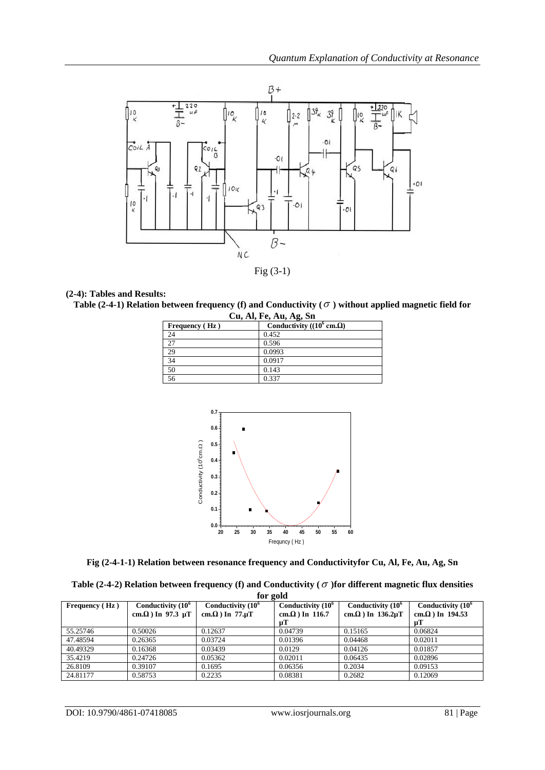Fig (3-1)

**(2-4): Tables and Results:**

**Table (2-4-1) Relation between frequency (f) and Conductivity ($\sigma$) without applied magnetic field for Cu, Al, Fe, Au, Ag, Sn**

| Frequency ( Hz ) | Conductivity (($10^6$ cm.Ω) |
|---|---|
| 24 | 0.452 |
| 27 | 0.596 |
| 29 | 0.0993 |
| 34 | 0.0917 |
| 50 | 0.143 |
| 56 | 0.337 |

**Fig (2-4-1-1) Relation between resonance frequency and Conductivityfor Cu, Al, Fe, Au, Ag, Sn**

**Table (2-4-2) Relation between frequency (f) and Conductivity ($\sigma$)for different magnetic flux densities for gold**

| Frequency ( Hz ) | Conductivity ($10^6$ cm.Ω ) In 97.3 µT | Conductivity ($10^6$ cm.Ω ) In 77.µT | Conductivity ($10^6$ cm.Ω ) In 116.7 µT | Conductivity ($10^6$ cm.Ω ) In 136.2µT | Conductivity ($10^6$ cm.Ω ) In 194.53 µT |
|---|---|---|---|---|---|
| 55.25746 | 0.50026 | 0.12637 | 0.04739 | 0.15165 | 0.06824 |
| 47.48594 | 0.26365 | 0.03724 | 0.01396 | 0.04468 | 0.02011 |
| 40.49329 | 0.16368 | 0.03439 | 0.0129 | 0.04126 | 0.01857 |
| 35.4219 | 0.24726 | 0.05362 | 0.02011 | 0.06435 | 0.02896 |
| 26.8109 | 0.39107 | 0.1695 | 0.06356 | 0.2034 | 0.09153 |
| 24.81177 | 0.58753 | 0.2235 | 0.08381 | 0.2682 | 0.12069 |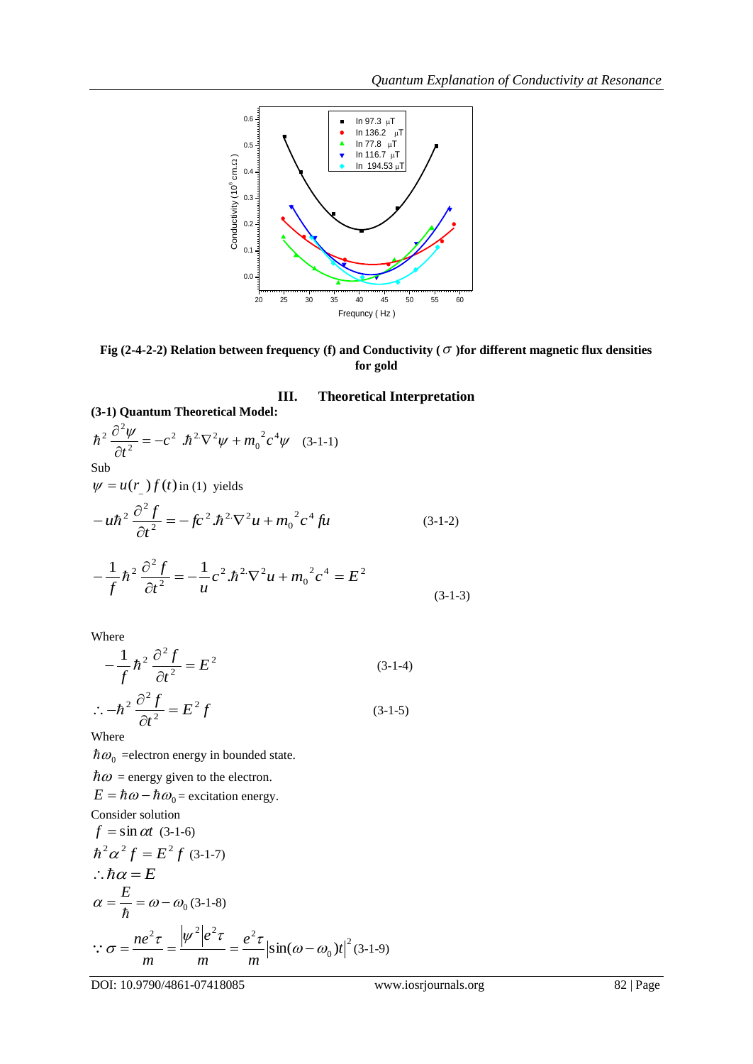Fig (2-4-2-2) Relation between frequency (f) and Conductivity ( $\sigma$ )for different magnetic flux densities for gold

## III. Theoretical Interpretation

### (3-1) Quantum Theoretical Model:

$$\hbar^2 \frac{\partial^2 \psi}{\partial t^2} = -c^2 \ \hbar^2 \nabla^2 \psi + m_0^{\ 2} c^4 \psi \quad (3\text{-}1\text{-}1)$$

Sub

$\psi = u(r_{\_}) f(t)$ in (1) yields

$$-u\hbar^2 \frac{\partial^2 f}{\partial t^2} = -fc^2 . \hbar^2 \nabla^2 u + m_0^{\ 2} c^4 fu \qquad (3\text{-}1\text{-}2)$$

$$-\frac{1}{f}\hbar^2 \frac{\partial^2 f}{\partial t^2} = -\frac{1}{u} c^2 . \hbar^2 \nabla^2 u + m_0^{\ 2} c^4 = E^2 \qquad (3\text{-}1\text{-}3)$$

Where

$$-\frac{1}{f}\hbar^2 \frac{\partial^2 f}{\partial t^2} = E^2 \qquad (3\text{-}1\text{-}4)$$

$$\therefore -\hbar^2 \frac{\partial^2 f}{\partial t^2} = E^2 f \qquad (3\text{-}1\text{-}5)$$

Where

$\hbar\omega_0$ =electron energy in bounded state.

$\hbar\omega$ = energy given to the electron.

$E = \hbar\omega - \hbar\omega_0$ = excitation energy.

Consider solution

$f = \sin \alpha t$ (3-1-6)

$\hbar^2 \alpha^2 f = E^2 f$ (3-1-7)

$\therefore \hbar\alpha = E$

$\alpha = \frac{E}{\hbar} = \omega - \omega_0$ (3-1-8)

$\because \sigma = \frac{ne^2 \tau}{m} = \frac{|\psi^2| e^2 \tau}{m} = \frac{e^2 \tau}{m} |\sin(\omega - \omega_0)t|^2$ (3-1-9)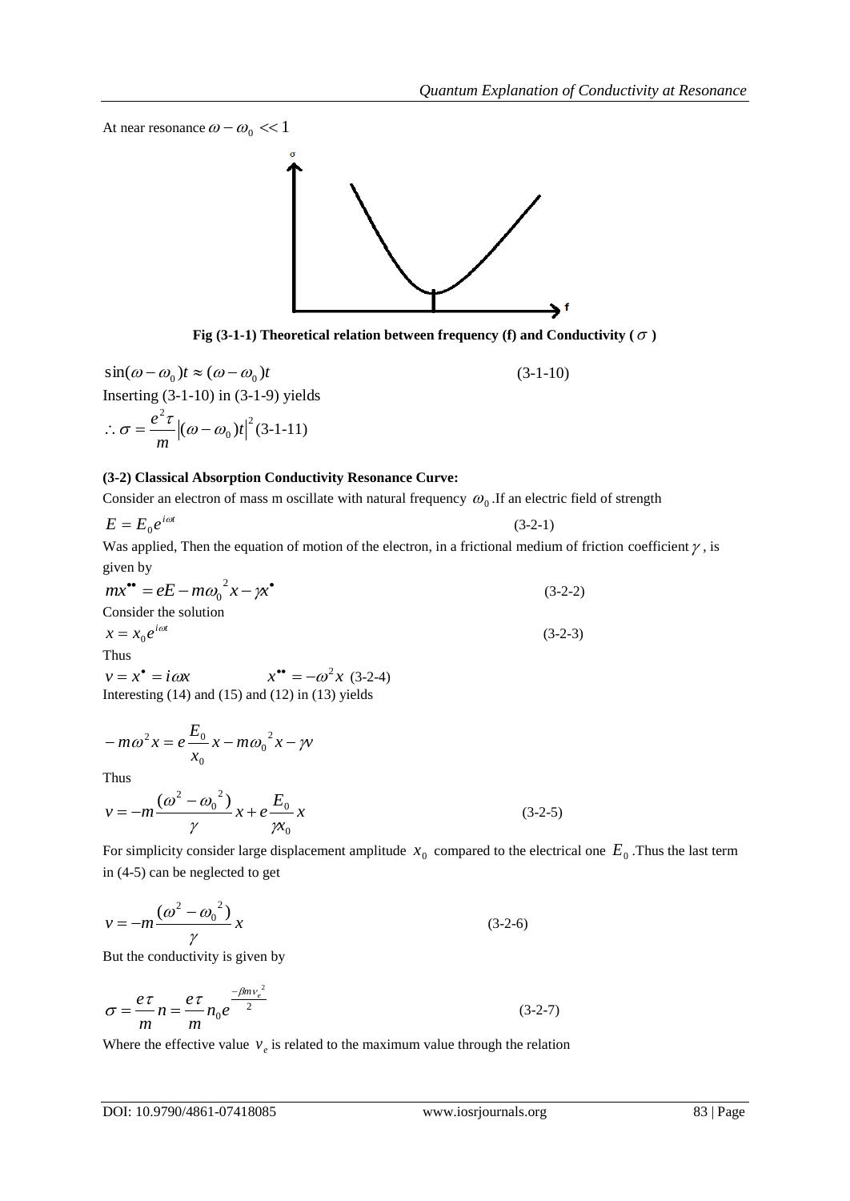At near resonance $\omega - \omega_0 << 1$

Fig (3-1-1) Theoretical relation between frequency (f) and Conductivity ( $\sigma$ )

$$\sin(\omega - \omega_0)t \approx (\omega - \omega_0)t \tag{3-1-10}$$

Inserting (3-1-10) in (3-1-9) yields

$$\therefore \sigma = \frac{e^2 \tau}{m} \left|(\omega - \omega_0)t\right|^2 \tag{3-1-11}$$

**(3-2) Classical Absorption Conductivity Resonance Curve:**

Consider an electron of mass m oscillate with natural frequency $\omega_0$. If an electric field of strength

$$E = E_0 e^{i\omega t} \tag{3-2-1}$$

Was applied, Then the equation of motion of the electron, in a frictional medium of friction coefficient $\gamma$, is given by

$$m x^{\bullet\bullet} = eE - m\omega_0^{\ 2} x - \gamma x^{\bullet} \tag{3-2-2}$$

Consider the solution

$$x = x_0 e^{i\omega t} \tag{3-2-3}$$

Thus

$$v = x^{\bullet} = i\omega x \qquad x^{\bullet\bullet} = -\omega^2 x \tag{3-2-4}$$

Interesting (14) and (15) and (12) in (13) yields

$$-m\omega^2 x = e\frac{E_0}{x_0} x - m\omega_0^{\ 2} x - \gamma v$$

Thus

$$v = -m\frac{(\omega^2 - \omega_0^{\ 2})}{\gamma} x + e\frac{E_0}{\gamma x_0} x \tag{3-2-5}$$

For simplicity consider large displacement amplitude $x_0$ compared to the electrical one $E_0$. Thus the last term in (4-5) can be neglected to get

$$v = -m\frac{(\omega^2 - \omega_0^{\ 2})}{\gamma} x \tag{3-2-6}$$

But the conductivity is given by

$$\sigma = \frac{e\tau}{m} n = \frac{e\tau}{m} n_0 e^{\frac{-\beta m v_e^{\ 2}}{2}} \tag{3-2-7}$$

Where the effective value $v_e$ is related to the maximum value through the relation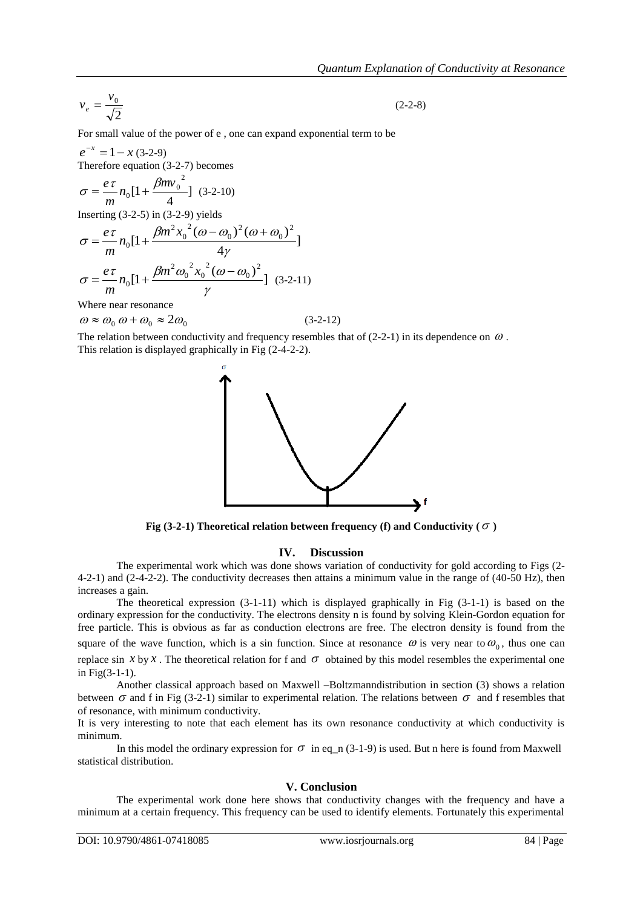$$v_e = \frac{v_0}{\sqrt{2}} \qquad \text{(2-2-8)}$$

For small value of the power of e , one can expand exponential term to be

$e^{-x} = 1 - x$ (3-2-9)

Therefore equation (3-2-7) becomes

$$\sigma = \frac{e\tau}{m} n_0 [1 + \frac{\beta m v_0^{\ 2}}{4}] \quad \text{(3-2-10)}$$

Inserting (3-2-5) in (3-2-9) yields

$$\sigma = \frac{e\tau}{m} n_0 [1 + \frac{\beta m^2 x_0^{\ 2} (\omega - \omega_0)^2 (\omega + \omega_0)^2}{4\gamma}]$$

$$\sigma = \frac{e\tau}{m} n_0 [1 + \frac{\beta m^2 \omega_0^{\ 2} x_0^{\ 2} (\omega - \omega_0)^2}{\gamma}] \quad \text{(3-2-11)}$$

Where near resonance

$\omega \approx \omega_0 \ \omega + \omega_0 \approx 2\omega_0$ (3-2-12)

The relation between conductivity and frequency resembles that of (2-2-1) in its dependence on $\omega$ .
This relation is displayed graphically in Fig (2-4-2-2).

**Fig (3-2-1) Theoretical relation between frequency (f) and Conductivity ( $\sigma$ )**

## IV. Discussion

The experimental work which was done shows variation of conductivity for gold according to Figs (2-4-2-1) and (2-4-2-2). The conductivity decreases then attains a minimum value in the range of (40-50 Hz), then increases a gain.

The theoretical expression (3-1-11) which is displayed graphically in Fig (3-1-1) is based on the ordinary expression for the conductivity. The electrons density n is found by solving Klein-Gordon equation for free particle. This is obvious as far as conduction electrons are free. The electron density is found from the square of the wave function, which is a sin function. Since at resonance $\omega$ is very near to $\omega_0$ , thus one can replace sin $x$ by $x$ . The theoretical relation for f and $\sigma$ obtained by this model resembles the experimental one in Fig(3-1-1).

Another classical approach based on Maxwell –Boltzmanndistribution in section (3) shows a relation between $\sigma$ and f in Fig (3-2-1) similar to experimental relation. The relations between $\sigma$ and f resembles that of resonance, with minimum conductivity.

It is very interesting to note that each element has its own resonance conductivity at which conductivity is minimum.

In this model the ordinary expression for $\sigma$ in eq_n (3-1-9) is used. But n here is found from Maxwell statistical distribution.

## V. Conclusion

The experimental work done here shows that conductivity changes with the frequency and have a minimum at a certain frequency. This frequency can be used to identify elements. Fortunately this experimental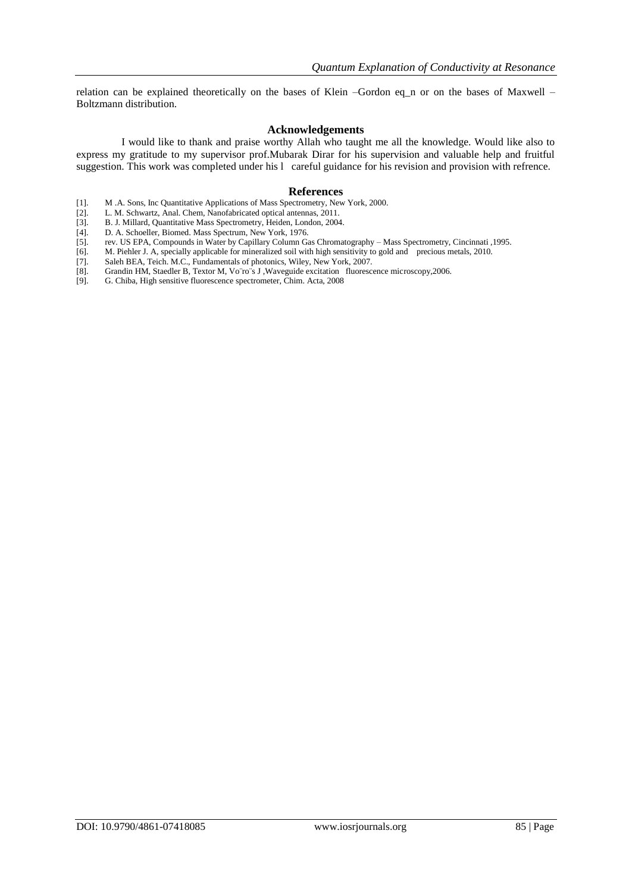relation can be explained theoretically on the bases of Klein –Gordon eq_n or on the bases of Maxwell – Boltzmann distribution.

## Acknowledgements

I would like to thank and praise worthy Allah who taught me all the knowledge. Would like also to express my gratitude to my supervisor prof.Mubarak Dirar for his supervision and valuable help and fruitful suggestion. This work was completed under his l careful guidance for his revision and provision with refrence.

## References

[1]. M .A. Sons, Inc Quantitative Applications of Mass Spectrometry, New York, 2000.
[2]. L. M. Schwartz, Anal. Chem, Nanofabricated optical antennas, 2011.
[3]. B. J. Millard, Quantitative Mass Spectrometry, Heiden, London, 2004.
[4]. D. A. Schoeller, Biomed. Mass Spectrum, New York, 1976.
[5]. rev. US EPA, Compounds in Water by Capillary Column Gas Chromatography – Mass Spectrometry, Cincinnati ,1995.
[6]. M. Piehler J. A, specially applicable for mineralized soil with high sensitivity to gold and precious metals, 2010.
[7]. Saleh BEA, Teich. M.C., Fundamentals of photonics, Wiley, New York, 2007.
[8]. Grandin HM, Staedler B, Textor M, Vo¨ro¨s J ,Waveguide excitation fluorescence microscopy,2006.
[9]. G. Chiba, High sensitive fluorescence spectrometer, Chim. Acta, 2008